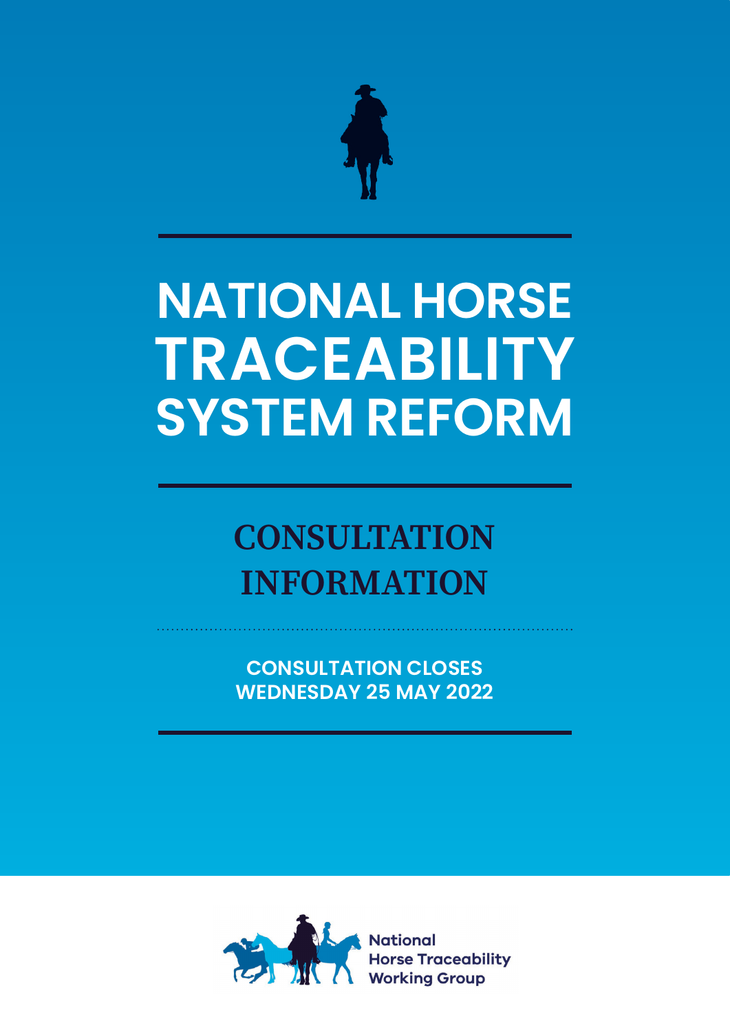# NATIONAL HORSE TRACEABILITY SYSTEM REFORM

## CONSULTATION INFORMATION

**CONSULTATION CLOSES WEDNESDAY 25 MAY 2022**

National Horse Traceability Working Group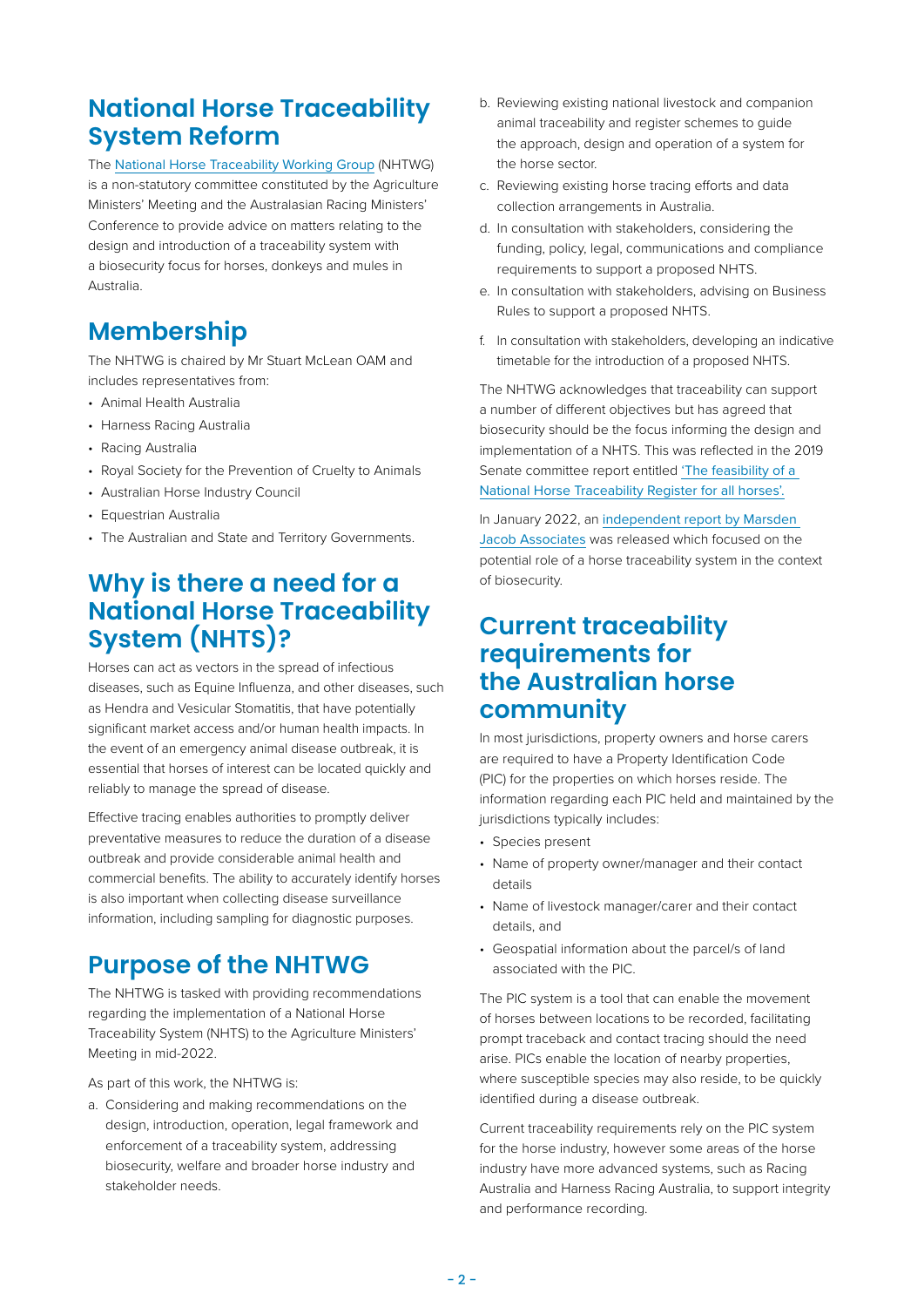## National Horse Traceability System Reform

The National Horse Traceability Working Group (NHTWG) is a non-statutory committee constituted by the Agriculture Ministers' Meeting and the Australasian Racing Ministers' Conference to provide advice on matters relating to the design and introduction of a traceability system with a biosecurity focus for horses, donkeys and mules in Australia.

## Membership

The NHTWG is chaired by Mr Stuart McLean OAM and includes representatives from:

- Animal Health Australia
- Harness Racing Australia
- Racing Australia
- Royal Society for the Prevention of Cruelty to Animals
- Australian Horse Industry Council
- Equestrian Australia
- The Australian and State and Territory Governments.

## Why is there a need for a National Horse Traceability System (NHTS)?

Horses can act as vectors in the spread of infectious diseases, such as Equine Influenza, and other diseases, such as Hendra and Vesicular Stomatitis, that have potentially significant market access and/or human health impacts. In the event of an emergency animal disease outbreak, it is essential that horses of interest can be located quickly and reliably to manage the spread of disease.

Effective tracing enables authorities to promptly deliver preventative measures to reduce the duration of a disease outbreak and provide considerable animal health and commercial benefits. The ability to accurately identify horses is also important when collecting disease surveillance information, including sampling for diagnostic purposes.

## Purpose of the NHTWG

The NHTWG is tasked with providing recommendations regarding the implementation of a National Horse Traceability System (NHTS) to the Agriculture Ministers' Meeting in mid-2022.

As part of this work, the NHTWG is:

a. Considering and making recommendations on the design, introduction, operation, legal framework and enforcement of a traceability system, addressing biosecurity, welfare and broader horse industry and stakeholder needs.

b. Reviewing existing national livestock and companion animal traceability and register schemes to guide the approach, design and operation of a system for the horse sector.

c. Reviewing existing horse tracing efforts and data collection arrangements in Australia.

d. In consultation with stakeholders, considering the funding, policy, legal, communications and compliance requirements to support a proposed NHTS.

e. In consultation with stakeholders, advising on Business Rules to support a proposed NHTS.

f. In consultation with stakeholders, developing an indicative timetable for the introduction of a proposed NHTS.

The NHTWG acknowledges that traceability can support a number of different objectives but has agreed that biosecurity should be the focus informing the design and implementation of a NHTS. This was reflected in the 2019 Senate committee report entitled 'The feasibility of a National Horse Traceability Register for all horses'.

In January 2022, an independent report by Marsden Jacob Associates was released which focused on the potential role of a horse traceability system in the context of biosecurity.

## Current traceability requirements for the Australian horse community

In most jurisdictions, property owners and horse carers are required to have a Property Identification Code (PIC) for the properties on which horses reside. The information regarding each PIC held and maintained by the jurisdictions typically includes:

- Species present
- Name of property owner/manager and their contact details
- Name of livestock manager/carer and their contact details, and
- Geospatial information about the parcel/s of land associated with the PIC.

The PIC system is a tool that can enable the movement of horses between locations to be recorded, facilitating prompt traceback and contact tracing should the need arise. PICs enable the location of nearby properties, where susceptible species may also reside, to be quickly identified during a disease outbreak.

Current traceability requirements rely on the PIC system for the horse industry, however some areas of the horse industry have more advanced systems, such as Racing Australia and Harness Racing Australia, to support integrity and performance recording.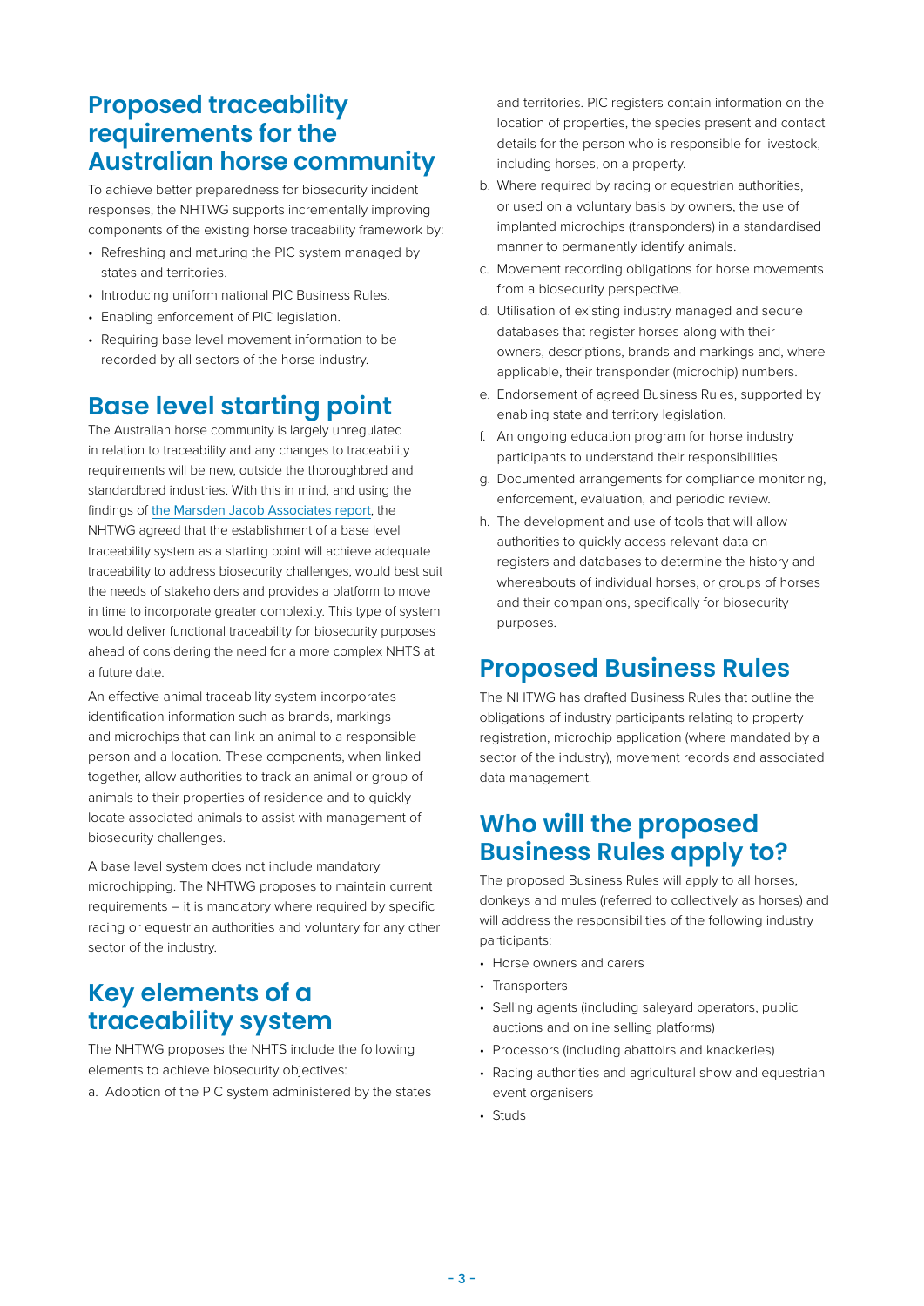## Proposed traceability requirements for the Australian horse community

To achieve better preparedness for biosecurity incident responses, the NHTWG supports incrementally improving components of the existing horse traceability framework by:

- Refreshing and maturing the PIC system managed by states and territories.
- Introducing uniform national PIC Business Rules.
- Enabling enforcement of PIC legislation.
- Requiring base level movement information to be recorded by all sectors of the horse industry.

## Base level starting point

The Australian horse community is largely unregulated in relation to traceability and any changes to traceability requirements will be new, outside the thoroughbred and standardbred industries. With this in mind, and using the findings of the Marsden Jacob Associates report, the NHTWG agreed that the establishment of a base level traceability system as a starting point will achieve adequate traceability to address biosecurity challenges, would best suit the needs of stakeholders and provides a platform to move in time to incorporate greater complexity. This type of system would deliver functional traceability for biosecurity purposes ahead of considering the need for a more complex NHTS at a future date.

An effective animal traceability system incorporates identification information such as brands, markings and microchips that can link an animal to a responsible person and a location. These components, when linked together, allow authorities to track an animal or group of animals to their properties of residence and to quickly locate associated animals to assist with management of biosecurity challenges.

A base level system does not include mandatory microchipping. The NHTWG proposes to maintain current requirements – it is mandatory where required by specific racing or equestrian authorities and voluntary for any other sector of the industry.

## Key elements of a traceability system

The NHTWG proposes the NHTS include the following elements to achieve biosecurity objectives:

a. Adoption of the PIC system administered by the states and territories. PIC registers contain information on the location of properties, the species present and contact details for the person who is responsible for livestock, including horses, on a property.
b. Where required by racing or equestrian authorities, or used on a voluntary basis by owners, the use of implanted microchips (transponders) in a standardised manner to permanently identify animals.
c. Movement recording obligations for horse movements from a biosecurity perspective.
d. Utilisation of existing industry managed and secure databases that register horses along with their owners, descriptions, brands and markings and, where applicable, their transponder (microchip) numbers.
e. Endorsement of agreed Business Rules, supported by enabling state and territory legislation.
f. An ongoing education program for horse industry participants to understand their responsibilities.
g. Documented arrangements for compliance monitoring, enforcement, evaluation, and periodic review.
h. The development and use of tools that will allow authorities to quickly access relevant data on registers and databases to determine the history and whereabouts of individual horses, or groups of horses and their companions, specifically for biosecurity purposes.

## Proposed Business Rules

The NHTWG has drafted Business Rules that outline the obligations of industry participants relating to property registration, microchip application (where mandated by a sector of the industry), movement records and associated data management.

## Who will the proposed Business Rules apply to?

The proposed Business Rules will apply to all horses, donkeys and mules (referred to collectively as horses) and will address the responsibilities of the following industry participants:

- Horse owners and carers
- Transporters
- Selling agents (including saleyard operators, public auctions and online selling platforms)
- Processors (including abattoirs and knackeries)
- Racing authorities and agricultural show and equestrian event organisers
- Studs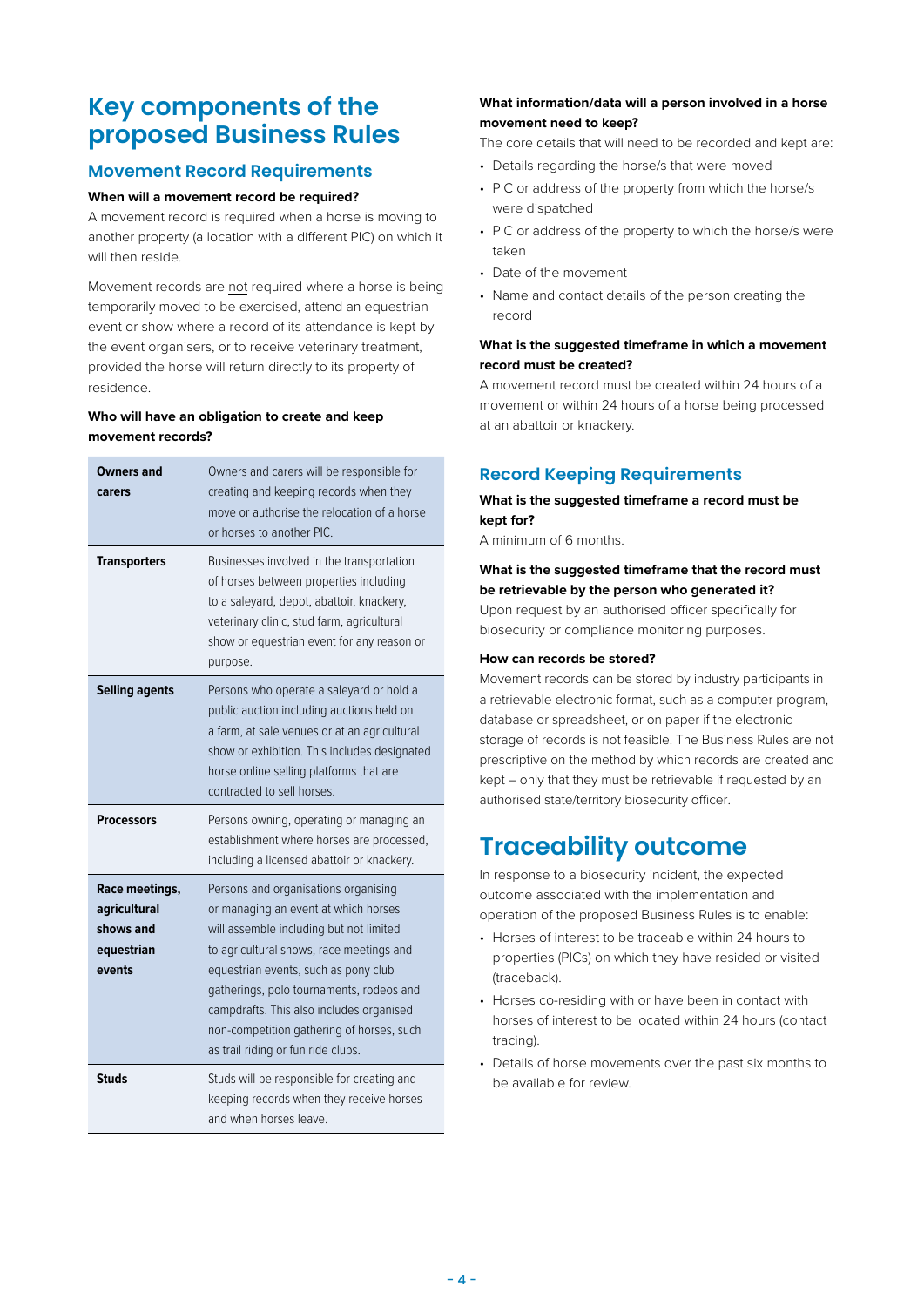# Key components of the proposed Business Rules

## Movement Record Requirements

**When will a movement record be required?**

A movement record is required when a horse is moving to another property (a location with a different PIC) on which it will then reside.

Movement records are not required where a horse is being temporarily moved to be exercised, attend an equestrian event or show where a record of its attendance is kept by the event organisers, or to receive veterinary treatment, provided the horse will return directly to its property of residence.

**Who will have an obligation to create and keep movement records?**

| | |
|---|---|
| **Owners and carers** | Owners and carers will be responsible for creating and keeping records when they move or authorise the relocation of a horse or horses to another PIC. |
| **Transporters** | Businesses involved in the transportation of horses between properties including to a saleyard, depot, abattoir, knackery, veterinary clinic, stud farm, agricultural show or equestrian event for any reason or purpose. |
| **Selling agents** | Persons who operate a saleyard or hold a public auction including auctions held on a farm, at sale venues or at an agricultural show or exhibition. This includes designated horse online selling platforms that are contracted to sell horses. |
| **Processors** | Persons owning, operating or managing an establishment where horses are processed, including a licensed abattoir or knackery. |
| **Race meetings, agricultural shows and equestrian events** | Persons and organisations organising or managing an event at which horses will assemble including but not limited to agricultural shows, race meetings and equestrian events, such as pony club gatherings, polo tournaments, rodeos and campdrafts. This also includes organised non-competition gathering of horses, such as trail riding or fun ride clubs. |
| **Studs** | Studs will be responsible for creating and keeping records when they receive horses and when horses leave. |

**What information/data will a person involved in a horse movement need to keep?**

The core details that will need to be recorded and kept are:

- Details regarding the horse/s that were moved
- PIC or address of the property from which the horse/s were dispatched
- PIC or address of the property to which the horse/s were taken
- Date of the movement
- Name and contact details of the person creating the record

**What is the suggested timeframe in which a movement record must be created?**

A movement record must be created within 24 hours of a movement or within 24 hours of a horse being processed at an abattoir or knackery.

## Record Keeping Requirements

**What is the suggested timeframe a record must be kept for?**

A minimum of 6 months.

**What is the suggested timeframe that the record must be retrievable by the person who generated it?**

Upon request by an authorised officer specifically for biosecurity or compliance monitoring purposes.

**How can records be stored?**

Movement records can be stored by industry participants in a retrievable electronic format, such as a computer program, database or spreadsheet, or on paper if the electronic storage of records is not feasible. The Business Rules are not prescriptive on the method by which records are created and kept – only that they must be retrievable if requested by an authorised state/territory biosecurity officer.

# Traceability outcome

In response to a biosecurity incident, the expected outcome associated with the implementation and operation of the proposed Business Rules is to enable:

- Horses of interest to be traceable within 24 hours to properties (PICs) on which they have resided or visited (traceback).
- Horses co-residing with or have been in contact with horses of interest to be located within 24 hours (contact tracing).
- Details of horse movements over the past six months to be available for review.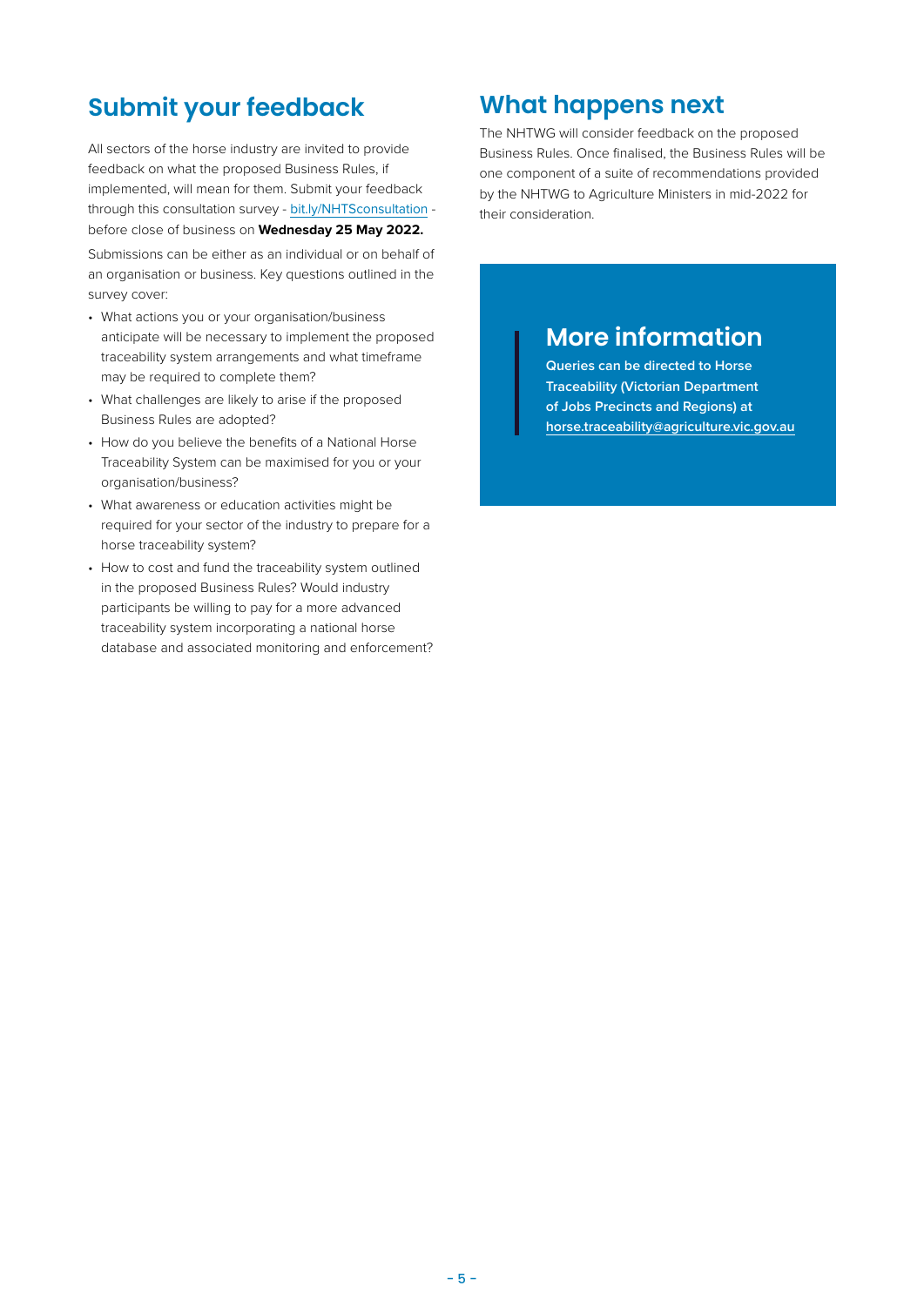## Submit your feedback

All sectors of the horse industry are invited to provide feedback on what the proposed Business Rules, if implemented, will mean for them. Submit your feedback through this consultation survey - bit.ly/NHTSconsultation - before close of business on **Wednesday 25 May 2022.**

Submissions can be either as an individual or on behalf of an organisation or business. Key questions outlined in the survey cover:

- What actions you or your organisation/business anticipate will be necessary to implement the proposed traceability system arrangements and what timeframe may be required to complete them?
- What challenges are likely to arise if the proposed Business Rules are adopted?
- How do you believe the benefits of a National Horse Traceability System can be maximised for you or your organisation/business?
- What awareness or education activities might be required for your sector of the industry to prepare for a horse traceability system?
- How to cost and fund the traceability system outlined in the proposed Business Rules? Would industry participants be willing to pay for a more advanced traceability system incorporating a national horse database and associated monitoring and enforcement?

## What happens next

The NHTWG will consider feedback on the proposed Business Rules. Once finalised, the Business Rules will be one component of a suite of recommendations provided by the NHTWG to Agriculture Ministers in mid-2022 for their consideration.

## More information

**Queries can be directed to Horse Traceability (Victorian Department of Jobs Precincts and Regions) at horse.traceability@agriculture.vic.gov.au**